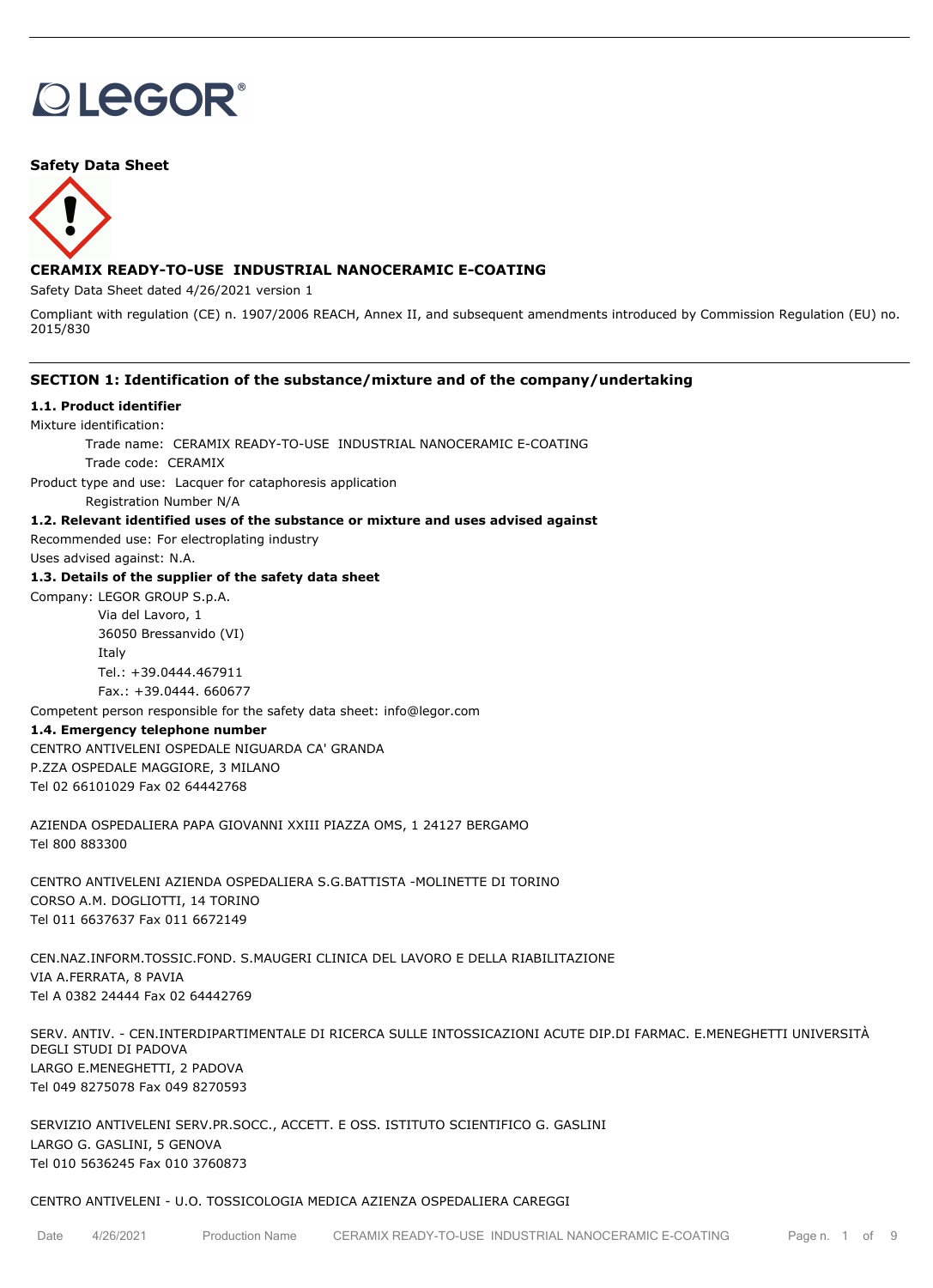**Safety Data Sheet**

## CERAMIX READY-TO-USE INDUSTRIAL NANOCERAMIC E-COATING

Safety Data Sheet dated 4/26/2021 version 1

Compliant with regulation (CE) n. 1907/2006 REACH, Annex II, and subsequent amendments introduced by Commission Regulation (EU) no. 2015/830

## SECTION 1: Identification of the substance/mixture and of the company/undertaking

**1.1. Product identifier**

Mixture identification:

Trade name: CERAMIX READY-TO-USE INDUSTRIAL NANOCERAMIC E-COATING

Trade code: CERAMIX

Product type and use: Lacquer for cataphoresis application

Registration Number N/A

**1.2. Relevant identified uses of the substance or mixture and uses advised against**

Recommended use: For electroplating industry

Uses advised against: N.A.

**1.3. Details of the supplier of the safety data sheet**

Company: LEGOR GROUP S.p.A.
Via del Lavoro, 1
36050 Bressanvido (VI)
Italy
Tel.: +39.0444.467911
Fax.: +39.0444. 660677

Competent person responsible for the safety data sheet: info@legor.com

**1.4. Emergency telephone number**

CENTRO ANTIVELENI OSPEDALE NIGUARDA CA' GRANDA
P.ZZA OSPEDALE MAGGIORE, 3 MILANO
Tel 02 66101029 Fax 02 64442768

AZIENDA OSPEDALIERA PAPA GIOVANNI XXIII PIAZZA OMS, 1 24127 BERGAMO
Tel 800 883300

CENTRO ANTIVELENI AZIENDA OSPEDALIERA S.G.BATTISTA -MOLINETTE DI TORINO
CORSO A.M. DOGLIOTTI, 14 TORINO
Tel 011 6637637 Fax 011 6672149

CEN.NAZ.INFORM.TOSSIC.FOND. S.MAUGERI CLINICA DEL LAVORO E DELLA RIABILITAZIONE
VIA A.FERRATA, 8 PAVIA
Tel A 0382 24444 Fax 02 64442769

SERV. ANTIV. - CEN.INTERDIPARTIMENTALE DI RICERCA SULLE INTOSSICAZIONI ACUTE DIP.DI FARMAC. E.MENEGHETTI UNIVERSITÀ DEGLI STUDI DI PADOVA
LARGO E.MENEGHETTI, 2 PADOVA
Tel 049 8275078 Fax 049 8270593

SERVIZIO ANTIVELENI SERV.PR.SOCC., ACCETT. E OSS. ISTITUTO SCIENTIFICO G. GASLINI
LARGO G. GASLINI, 5 GENOVA
Tel 010 5636245 Fax 010 3760873

CENTRO ANTIVELENI - U.O. TOSSICOLOGIA MEDICA AZIENZA OSPEDALIERA CAREGGI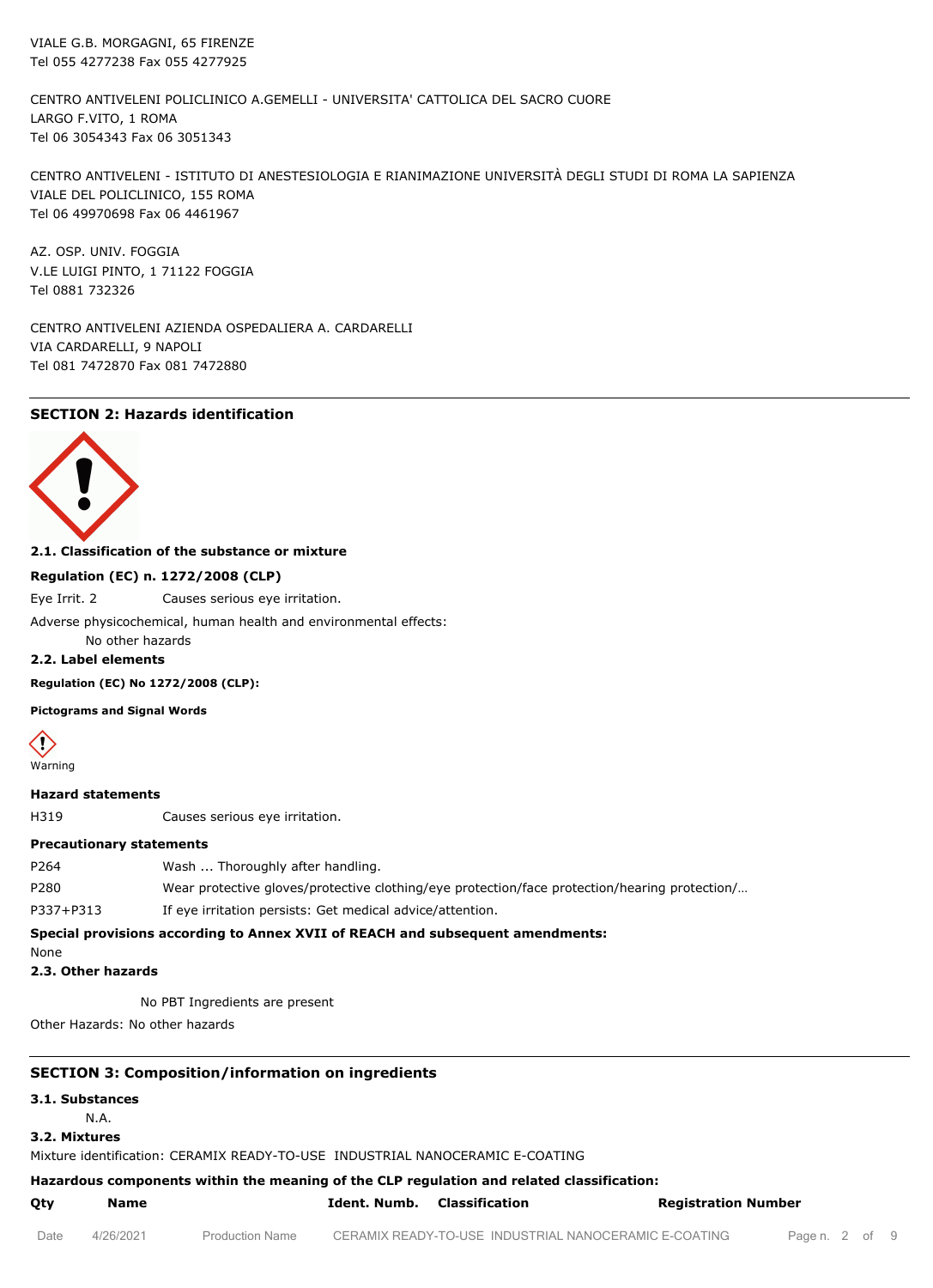VIALE G.B. MORGAGNI, 65 FIRENZE
Tel 055 4277238 Fax 055 4277925

CENTRO ANTIVELENI POLICLINICO A.GEMELLI - UNIVERSITA' CATTOLICA DEL SACRO CUORE
LARGO F.VITO, 1 ROMA
Tel 06 3054343 Fax 06 3051343

CENTRO ANTIVELENI - ISTITUTO DI ANESTESIOLOGIA E RIANIMAZIONE UNIVERSITÀ DEGLI STUDI DI ROMA LA SAPIENZA
VIALE DEL POLICLINICO, 155 ROMA
Tel 06 49970698 Fax 06 4461967

AZ. OSP. UNIV. FOGGIA
V.LE LUIGI PINTO, 1 71122 FOGGIA
Tel 0881 732326

CENTRO ANTIVELENI AZIENDA OSPEDALIERA A. CARDARELLI
VIA CARDARELLI, 9 NAPOLI
Tel 081 7472870 Fax 081 7472880

## SECTION 2: Hazards identification

### 2.1. Classification of the substance or mixture

**Regulation (EC) n. 1272/2008 (CLP)**

Eye Irrit. 2 Causes serious eye irritation.

Adverse physicochemical, human health and environmental effects:

No other hazards

### 2.2. Label elements

**Regulation (EC) No 1272/2008 (CLP):**

**Pictograms and Signal Words**

Warning

**Hazard statements**

| | |
|---|---|
| H319 | Causes serious eye irritation. |

**Precautionary statements**

| | |
|---|---|
| P264 | Wash ... Thoroughly after handling. |
| P280 | Wear protective gloves/protective clothing/eye protection/face protection/hearing protection/… |
| P337+P313 | If eye irritation persists: Get medical advice/attention. |

**Special provisions according to Annex XVII of REACH and subsequent amendments:**

None

### 2.3. Other hazards

No PBT Ingredients are present

Other Hazards: No other hazards

## SECTION 3: Composition/information on ingredients

### 3.1. Substances

N.A.

### 3.2. Mixtures

Mixture identification: CERAMIX READY-TO-USE INDUSTRIAL NANOCERAMIC E-COATING

**Hazardous components within the meaning of the CLP regulation and related classification:**

| Qty | Name | Ident. Numb. | Classification | Registration Number |
|---|---|---|---|---|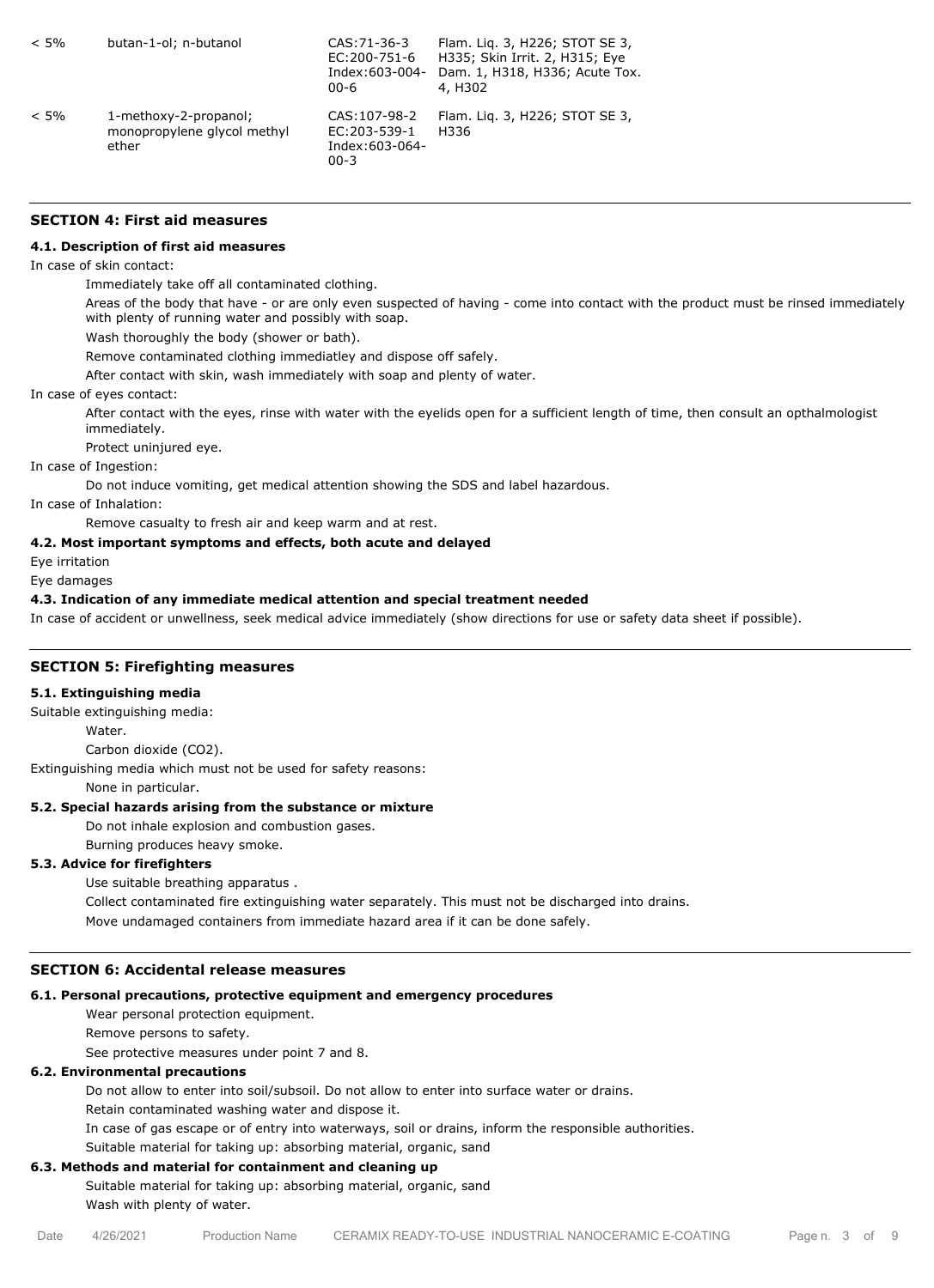| < 5% | butan-1-ol; n-butanol | CAS:71-36-3 EC:200-751-6 Index:603-004-00-6 | Flam. Liq. 3, H226; STOT SE 3, H335; Skin Irrit. 2, H315; Eye Dam. 1, H318, H336; Acute Tox. 4, H302 |
|---|---|---|---|
| < 5% | 1-methoxy-2-propanol; monopropylene glycol methyl ether | CAS:107-98-2 EC:203-539-1 Index:603-064-00-3 | Flam. Liq. 3, H226; STOT SE 3, H336 |

## SECTION 4: First aid measures

### 4.1. Description of first aid measures

In case of skin contact:

Immediately take off all contaminated clothing.

Areas of the body that have - or are only even suspected of having - come into contact with the product must be rinsed immediately with plenty of running water and possibly with soap.

Wash thoroughly the body (shower or bath).

Remove contaminated clothing immediatley and dispose off safely.

After contact with skin, wash immediately with soap and plenty of water.

In case of eyes contact:

After contact with the eyes, rinse with water with the eyelids open for a sufficient length of time, then consult an opthalmologist immediately.

Protect uninjured eye.

In case of Ingestion:

Do not induce vomiting, get medical attention showing the SDS and label hazardous.

In case of Inhalation:

Remove casualty to fresh air and keep warm and at rest.

### 4.2. Most important symptoms and effects, both acute and delayed

Eye irritation

Eye damages

### 4.3. Indication of any immediate medical attention and special treatment needed

In case of accident or unwellness, seek medical advice immediately (show directions for use or safety data sheet if possible).

## SECTION 5: Firefighting measures

### 5.1. Extinguishing media

Suitable extinguishing media:

Water.

Carbon dioxide ($CO_2$).

Extinguishing media which must not be used for safety reasons:

None in particular.

### 5.2. Special hazards arising from the substance or mixture

Do not inhale explosion and combustion gases.

Burning produces heavy smoke.

### 5.3. Advice for firefighters

Use suitable breathing apparatus .

Collect contaminated fire extinguishing water separately. This must not be discharged into drains.

Move undamaged containers from immediate hazard area if it can be done safely.

## SECTION 6: Accidental release measures

### 6.1. Personal precautions, protective equipment and emergency procedures

Wear personal protection equipment.

Remove persons to safety.

See protective measures under point 7 and 8.

### 6.2. Environmental precautions

Do not allow to enter into soil/subsoil. Do not allow to enter into surface water or drains.

Retain contaminated washing water and dispose it.

In case of gas escape or of entry into waterways, soil or drains, inform the responsible authorities.

Suitable material for taking up: absorbing material, organic, sand

### 6.3. Methods and material for containment and cleaning up

Suitable material for taking up: absorbing material, organic, sand

Wash with plenty of water.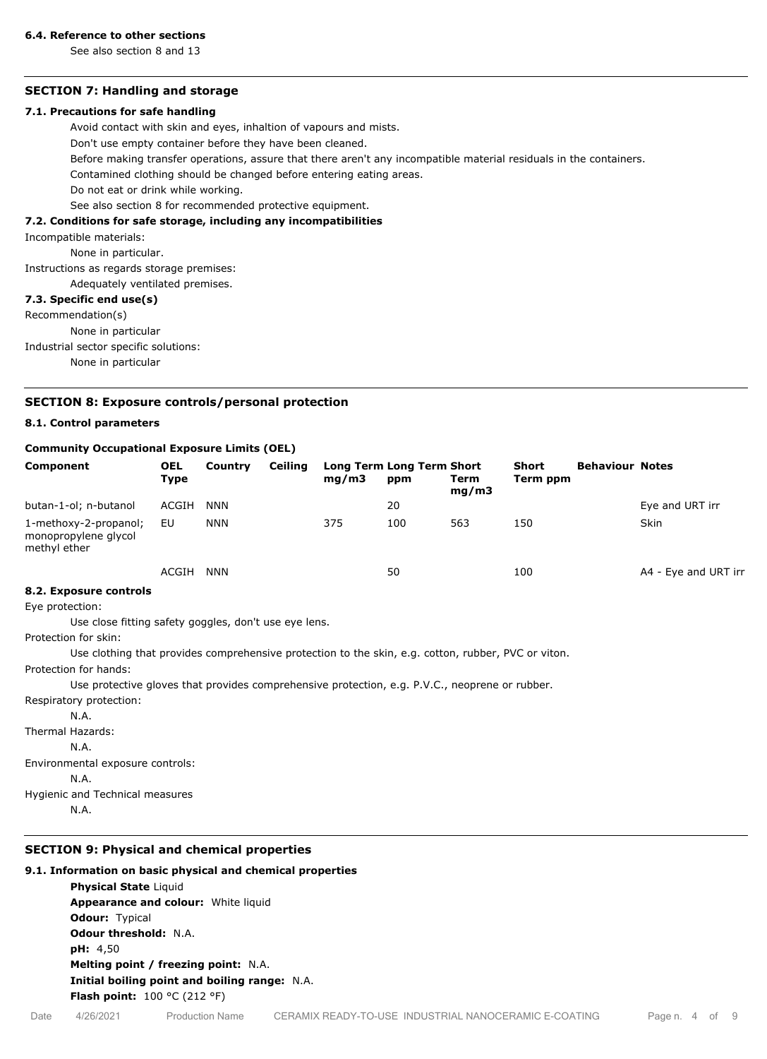### 6.4. Reference to other sections

See also section 8 and 13

## SECTION 7: Handling and storage

### 7.1. Precautions for safe handling

Avoid contact with skin and eyes, inhaltion of vapours and mists.

Don't use empty container before they have been cleaned.

Before making transfer operations, assure that there aren't any incompatible material residuals in the containers.

Contamined clothing should be changed before entering eating areas.

Do not eat or drink while working.

See also section 8 for recommended protective equipment.

### 7.2. Conditions for safe storage, including any incompatibilities

Incompatible materials:

None in particular.

Instructions as regards storage premises:

Adequately ventilated premises.

### 7.3. Specific end use(s)

Recommendation(s)

None in particular

Industrial sector specific solutions:

None in particular

## SECTION 8: Exposure controls/personal protection

### 8.1. Control parameters

**Community Occupational Exposure Limits (OEL)**

| Component | OEL Type | Country | Ceiling | Long Term mg/m3 | Long Term ppm | Short Term mg/m3 | Short Term ppm | Behaviour | Notes |
|---|---|---|---|---|---|---|---|---|---|
| butan-1-ol; n-butanol | ACGIH | NNN | | | 20 | | | | Eye and URT irr |
| 1-methoxy-2-propanol; monopropylene glycol methyl ether | EU | NNN | | 375 | 100 | 563 | 150 | | Skin |
| | ACGIH | NNN | | | 50 | | 100 | | A4 - Eye and URT irr |

### 8.2. Exposure controls

Eye protection:

Use close fitting safety goggles, don't use eye lens.

Protection for skin:

Use clothing that provides comprehensive protection to the skin, e.g. cotton, rubber, PVC or viton.

Protection for hands:

Use protective gloves that provides comprehensive protection, e.g. P.V.C., neoprene or rubber.

Respiratory protection:

N.A.

Thermal Hazards:

N.A.

Environmental exposure controls:

N.A.

Hygienic and Technical measures

N.A.

## SECTION 9: Physical and chemical properties

### 9.1. Information on basic physical and chemical properties

**Physical State** Liquid

**Appearance and colour:** White liquid

**Odour:** Typical

**Odour threshold:** N.A.

**pH:** 4,50

**Melting point / freezing point:** N.A.

**Initial boiling point and boiling range:** N.A.

**Flash point:** 100 °C (212 °F)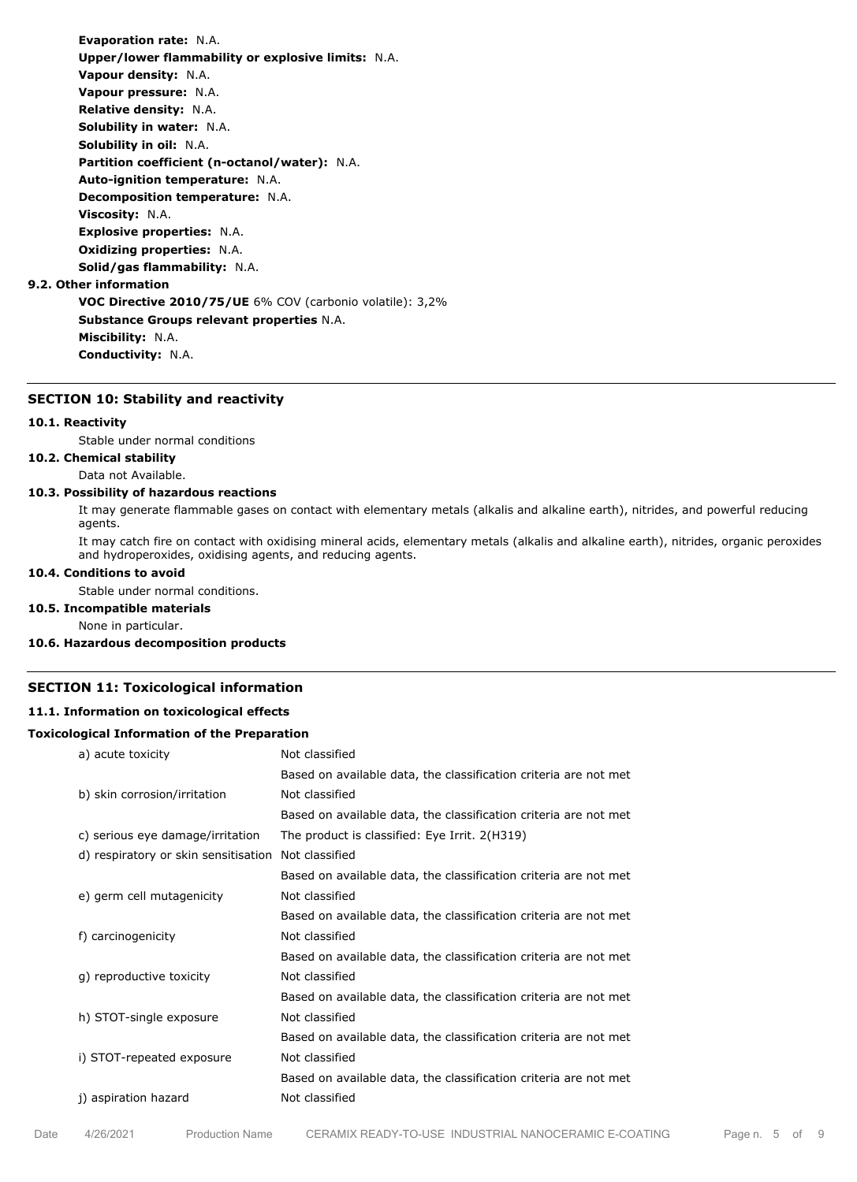**Evaporation rate:** N.A.
**Upper/lower flammability or explosive limits:** N.A.
**Vapour density:** N.A.
**Vapour pressure:** N.A.
**Relative density:** N.A.
**Solubility in water:** N.A.
**Solubility in oil:** N.A.
**Partition coefficient (n-octanol/water):** N.A.
**Auto-ignition temperature:** N.A.
**Decomposition temperature:** N.A.
**Viscosity:** N.A.
**Explosive properties:** N.A.
**Oxidizing properties:** N.A.
**Solid/gas flammability:** N.A.

**9.2. Other information**

**VOC Directive 2010/75/UE** 6% COV (carbonio volatile): 3,2%
**Substance Groups relevant properties** N.A.
**Miscibility:** N.A.
**Conductivity:** N.A.

## SECTION 10: Stability and reactivity

**10.1. Reactivity**

Stable under normal conditions

**10.2. Chemical stability**

Data not Available.

**10.3. Possibility of hazardous reactions**

It may generate flammable gases on contact with elementary metals (alkalis and alkaline earth), nitrides, and powerful reducing agents.

It may catch fire on contact with oxidising mineral acids, elementary metals (alkalis and alkaline earth), nitrides, organic peroxides and hydroperoxides, oxidising agents, and reducing agents.

**10.4. Conditions to avoid**

Stable under normal conditions.

**10.5. Incompatible materials**

None in particular.

**10.6. Hazardous decomposition products**

## SECTION 11: Toxicological information

**11.1. Information on toxicological effects**

**Toxicological Information of the Preparation**

| | |
|---|---|
| a) acute toxicity | Not classified |
| | Based on available data, the classification criteria are not met |
| b) skin corrosion/irritation | Not classified |
| | Based on available data, the classification criteria are not met |
| c) serious eye damage/irritation | The product is classified: Eye Irrit. 2(H319) |
| d) respiratory or skin sensitisation | Not classified |
| | Based on available data, the classification criteria are not met |
| e) germ cell mutagenicity | Not classified |
| | Based on available data, the classification criteria are not met |
| f) carcinogenicity | Not classified |
| | Based on available data, the classification criteria are not met |
| g) reproductive toxicity | Not classified |
| | Based on available data, the classification criteria are not met |
| h) STOT-single exposure | Not classified |
| | Based on available data, the classification criteria are not met |
| i) STOT-repeated exposure | Not classified |
| | Based on available data, the classification criteria are not met |
| j) aspiration hazard | Not classified |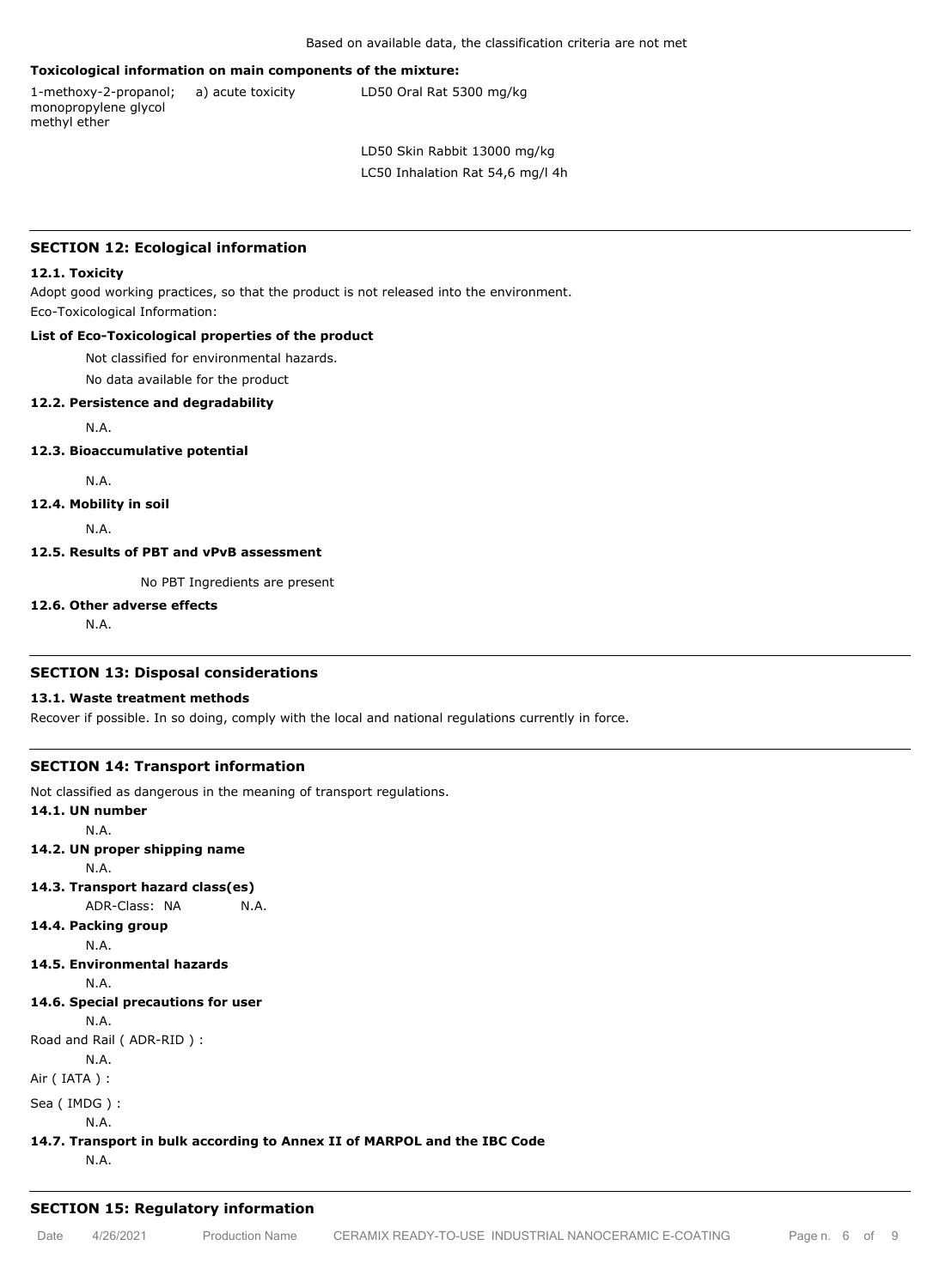Based on available data, the classification criteria are not met

**Toxicological information on main components of the mixture:**

| | | |
|---|---|---|
| 1-methoxy-2-propanol; monopropylene glycol methyl ether | a) acute toxicity | LD50 Oral Rat 5300 mg/kg |
| | | LD50 Skin Rabbit 13000 mg/kg |
| | | LC50 Inhalation Rat 54,6 mg/l 4h |

## SECTION 12: Ecological information

### 12.1. Toxicity

Adopt good working practices, so that the product is not released into the environment.

Eco-Toxicological Information:

**List of Eco-Toxicological properties of the product**

Not classified for environmental hazards.

No data available for the product

### 12.2. Persistence and degradability

N.A.

### 12.3. Bioaccumulative potential

N.A.

### 12.4. Mobility in soil

N.A.

### 12.5. Results of PBT and vPvB assessment

No PBT Ingredients are present

### 12.6. Other adverse effects

N.A.

## SECTION 13: Disposal considerations

### 13.1. Waste treatment methods

Recover if possible. In so doing, comply with the local and national regulations currently in force.

## SECTION 14: Transport information

Not classified as dangerous in the meaning of transport regulations.

### 14.1. UN number

N.A.

### 14.2. UN proper shipping name

N.A.

### 14.3. Transport hazard class(es)

ADR-Class: NA N.A.

### 14.4. Packing group

N.A.

### 14.5. Environmental hazards

N.A.

### 14.6. Special precautions for user

N.A.

Road and Rail ( ADR-RID ) :

N.A.

Air ( IATA ) :

Sea ( IMDG ) :

N.A.

### 14.7. Transport in bulk according to Annex II of MARPOL and the IBC Code

N.A.

## SECTION 15: Regulatory information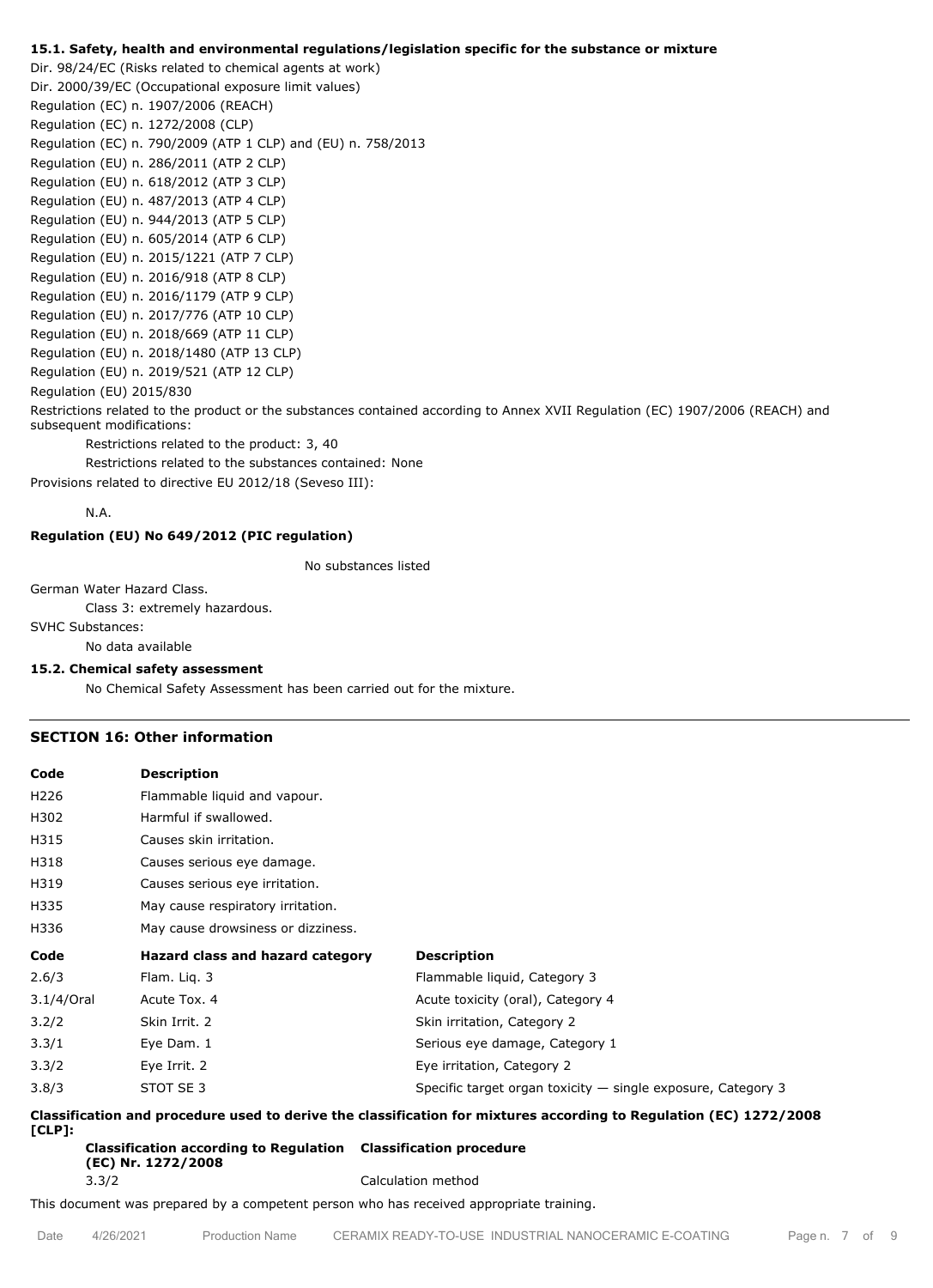### 15.1. Safety, health and environmental regulations/legislation specific for the substance or mixture

Dir. 98/24/EC (Risks related to chemical agents at work)
Dir. 2000/39/EC (Occupational exposure limit values)
Regulation (EC) n. 1907/2006 (REACH)
Regulation (EC) n. 1272/2008 (CLP)
Regulation (EC) n. 790/2009 (ATP 1 CLP) and (EU) n. 758/2013
Regulation (EU) n. 286/2011 (ATP 2 CLP)
Regulation (EU) n. 618/2012 (ATP 3 CLP)
Regulation (EU) n. 487/2013 (ATP 4 CLP)
Regulation (EU) n. 944/2013 (ATP 5 CLP)
Regulation (EU) n. 605/2014 (ATP 6 CLP)
Regulation (EU) n. 2015/1221 (ATP 7 CLP)
Regulation (EU) n. 2016/918 (ATP 8 CLP)
Regulation (EU) n. 2016/1179 (ATP 9 CLP)
Regulation (EU) n. 2017/776 (ATP 10 CLP)
Regulation (EU) n. 2018/669 (ATP 11 CLP)
Regulation (EU) n. 2018/1480 (ATP 13 CLP)
Regulation (EU) n. 2019/521 (ATP 12 CLP)
Regulation (EU) 2015/830

Restrictions related to the product or the substances contained according to Annex XVII Regulation (EC) 1907/2006 (REACH) and subsequent modifications:

Restrictions related to the product: 3, 40

Restrictions related to the substances contained: None

Provisions related to directive EU 2012/18 (Seveso III):

N.A.

**Regulation (EU) No 649/2012 (PIC regulation)**

No substances listed

German Water Hazard Class.

Class 3: extremely hazardous.

SVHC Substances:

No data available

### 15.2. Chemical safety assessment

No Chemical Safety Assessment has been carried out for the mixture.

## SECTION 16: Other information

| Code | Description |
|---|---|
| H226 | Flammable liquid and vapour. |
| H302 | Harmful if swallowed. |
| H315 | Causes skin irritation. |
| H318 | Causes serious eye damage. |
| H319 | Causes serious eye irritation. |
| H335 | May cause respiratory irritation. |
| H336 | May cause drowsiness or dizziness. |

| Code | Hazard class and hazard category | Description |
|---|---|---|
| 2.6/3 | Flam. Liq. 3 | Flammable liquid, Category 3 |
| 3.1/4/Oral | Acute Tox. 4 | Acute toxicity (oral), Category 4 |
| 3.2/2 | Skin Irrit. 2 | Skin irritation, Category 2 |
| 3.3/1 | Eye Dam. 1 | Serious eye damage, Category 1 |
| 3.3/2 | Eye Irrit. 2 | Eye irritation, Category 2 |
| 3.8/3 | STOT SE 3 | Specific target organ toxicity — single exposure, Category 3 |

**Classification and procedure used to derive the classification for mixtures according to Regulation (EC) 1272/2008 [CLP]:**

| Classification according to Regulation (EC) Nr. 1272/2008 | Classification procedure |
|---|---|
| 3.3/2 | Calculation method |

This document was prepared by a competent person who has received appropriate training.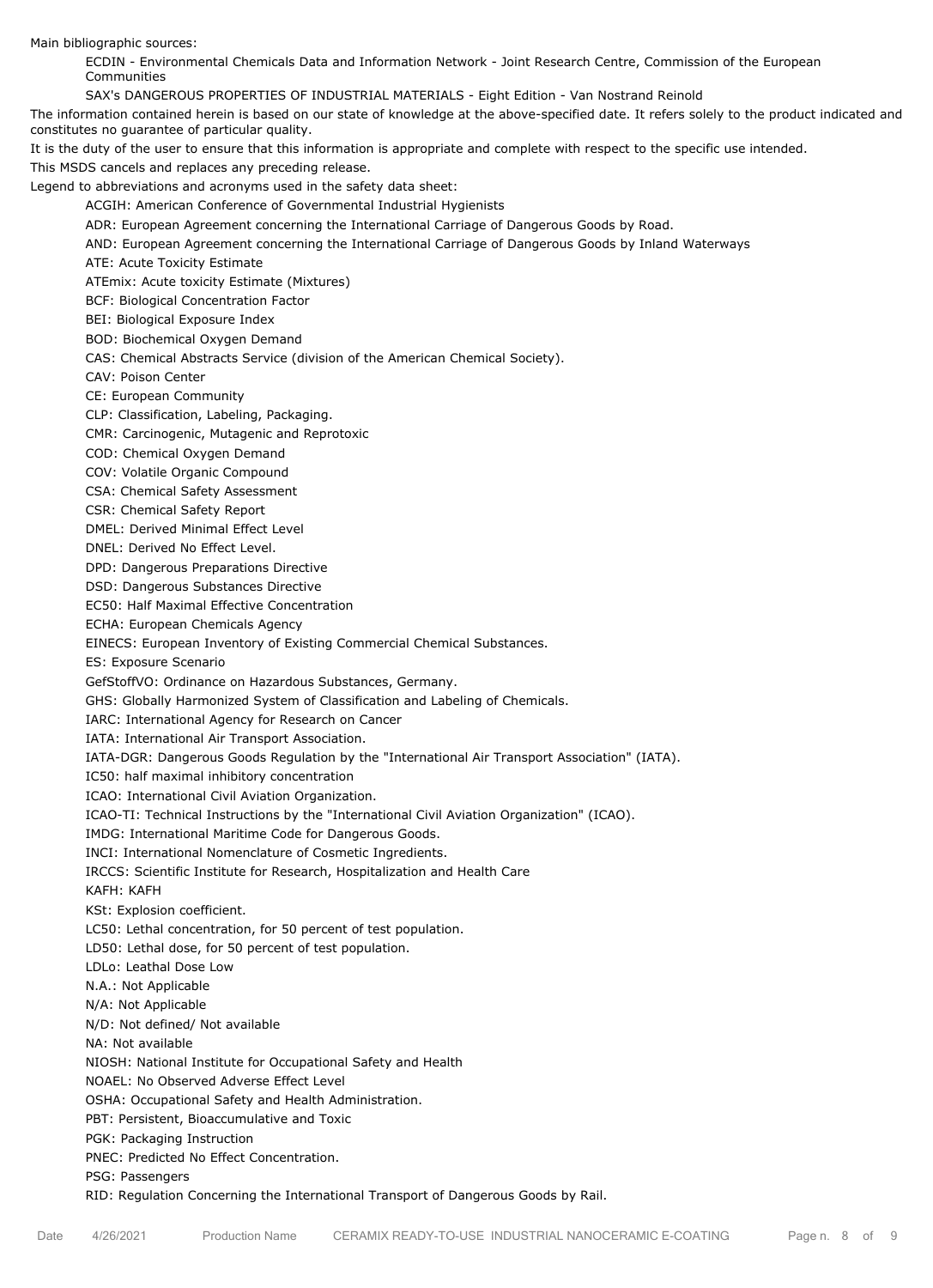Main bibliographic sources:

ECDIN - Environmental Chemicals Data and Information Network - Joint Research Centre, Commission of the European Communities

SAX's DANGEROUS PROPERTIES OF INDUSTRIAL MATERIALS - Eight Edition - Van Nostrand Reinold

The information contained herein is based on our state of knowledge at the above-specified date. It refers solely to the product indicated and constitutes no guarantee of particular quality.

It is the duty of the user to ensure that this information is appropriate and complete with respect to the specific use intended.

This MSDS cancels and replaces any preceding release.

Legend to abbreviations and acronyms used in the safety data sheet:

ACGIH: American Conference of Governmental Industrial Hygienists

ADR: European Agreement concerning the International Carriage of Dangerous Goods by Road.

AND: European Agreement concerning the International Carriage of Dangerous Goods by Inland Waterways

ATE: Acute Toxicity Estimate

ATEmix: Acute toxicity Estimate (Mixtures)

BCF: Biological Concentration Factor

BEI: Biological Exposure Index

BOD: Biochemical Oxygen Demand

CAS: Chemical Abstracts Service (division of the American Chemical Society).

CAV: Poison Center

CE: European Community

CLP: Classification, Labeling, Packaging.

CMR: Carcinogenic, Mutagenic and Reprotoxic

COD: Chemical Oxygen Demand

COV: Volatile Organic Compound

CSA: Chemical Safety Assessment

CSR: Chemical Safety Report

DMEL: Derived Minimal Effect Level

DNEL: Derived No Effect Level.

DPD: Dangerous Preparations Directive

DSD: Dangerous Substances Directive

EC50: Half Maximal Effective Concentration

ECHA: European Chemicals Agency

EINECS: European Inventory of Existing Commercial Chemical Substances.

ES: Exposure Scenario

GefStoffVO: Ordinance on Hazardous Substances, Germany.

GHS: Globally Harmonized System of Classification and Labeling of Chemicals.

IARC: International Agency for Research on Cancer

IATA: International Air Transport Association.

IATA-DGR: Dangerous Goods Regulation by the "International Air Transport Association" (IATA).

IC50: half maximal inhibitory concentration

ICAO: International Civil Aviation Organization.

ICAO-TI: Technical Instructions by the "International Civil Aviation Organization" (ICAO).

IMDG: International Maritime Code for Dangerous Goods.

INCI: International Nomenclature of Cosmetic Ingredients.

IRCCS: Scientific Institute for Research, Hospitalization and Health Care

KAFH: KAFH

KSt: Explosion coefficient.

LC50: Lethal concentration, for 50 percent of test population.

LD50: Lethal dose, for 50 percent of test population.

LDLo: Leathal Dose Low

N.A.: Not Applicable

N/A: Not Applicable

N/D: Not defined/ Not available

NA: Not available

NIOSH: National Institute for Occupational Safety and Health

NOAEL: No Observed Adverse Effect Level

OSHA: Occupational Safety and Health Administration.

PBT: Persistent, Bioaccumulative and Toxic

PGK: Packaging Instruction

PNEC: Predicted No Effect Concentration.

PSG: Passengers

RID: Regulation Concerning the International Transport of Dangerous Goods by Rail.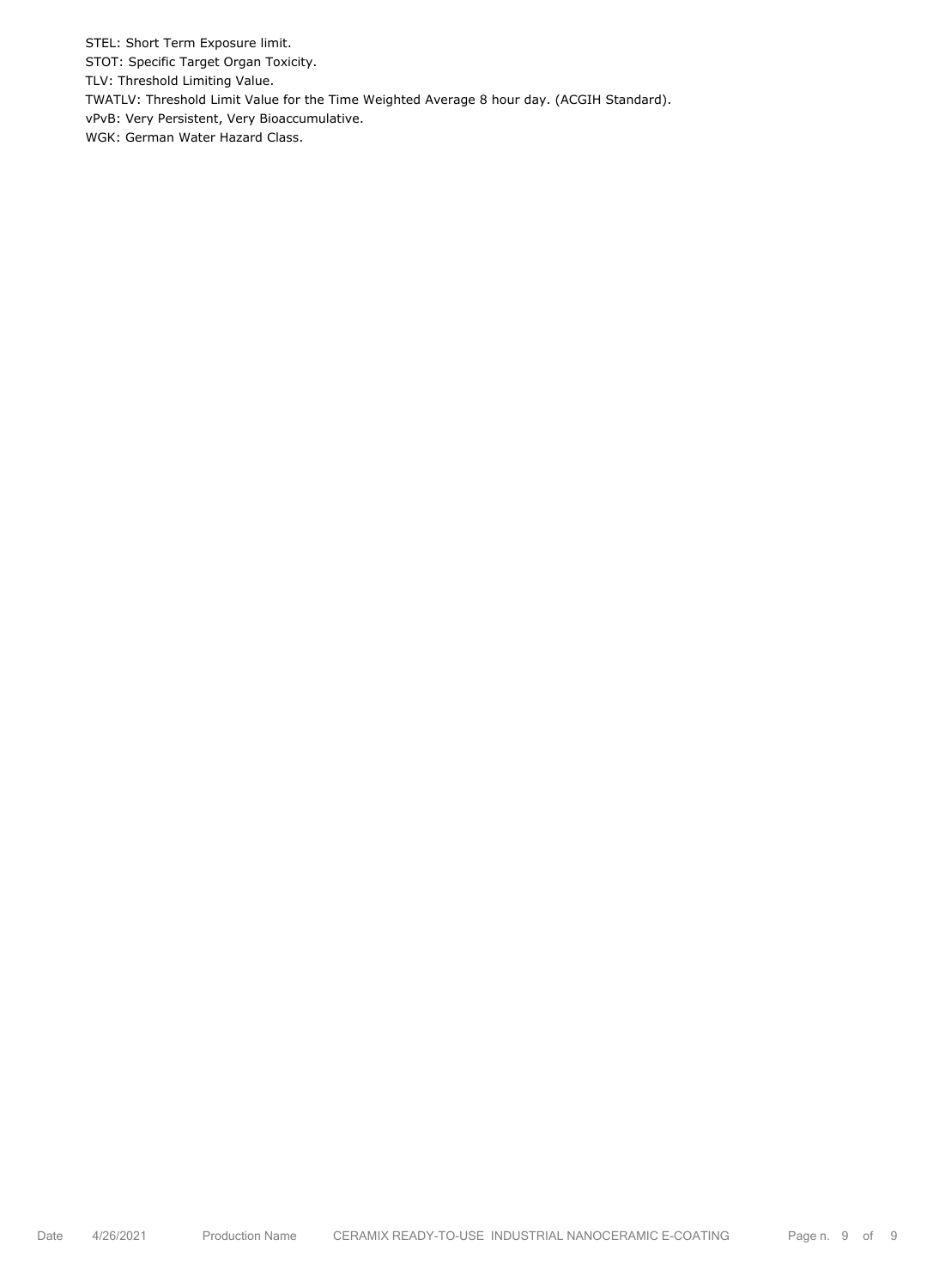STEL: Short Term Exposure limit.

STOT: Specific Target Organ Toxicity.

TLV: Threshold Limiting Value.

TWATLV: Threshold Limit Value for the Time Weighted Average 8 hour day. (ACGIH Standard).

vPvB: Very Persistent, Very Bioaccumulative.

WGK: German Water Hazard Class.